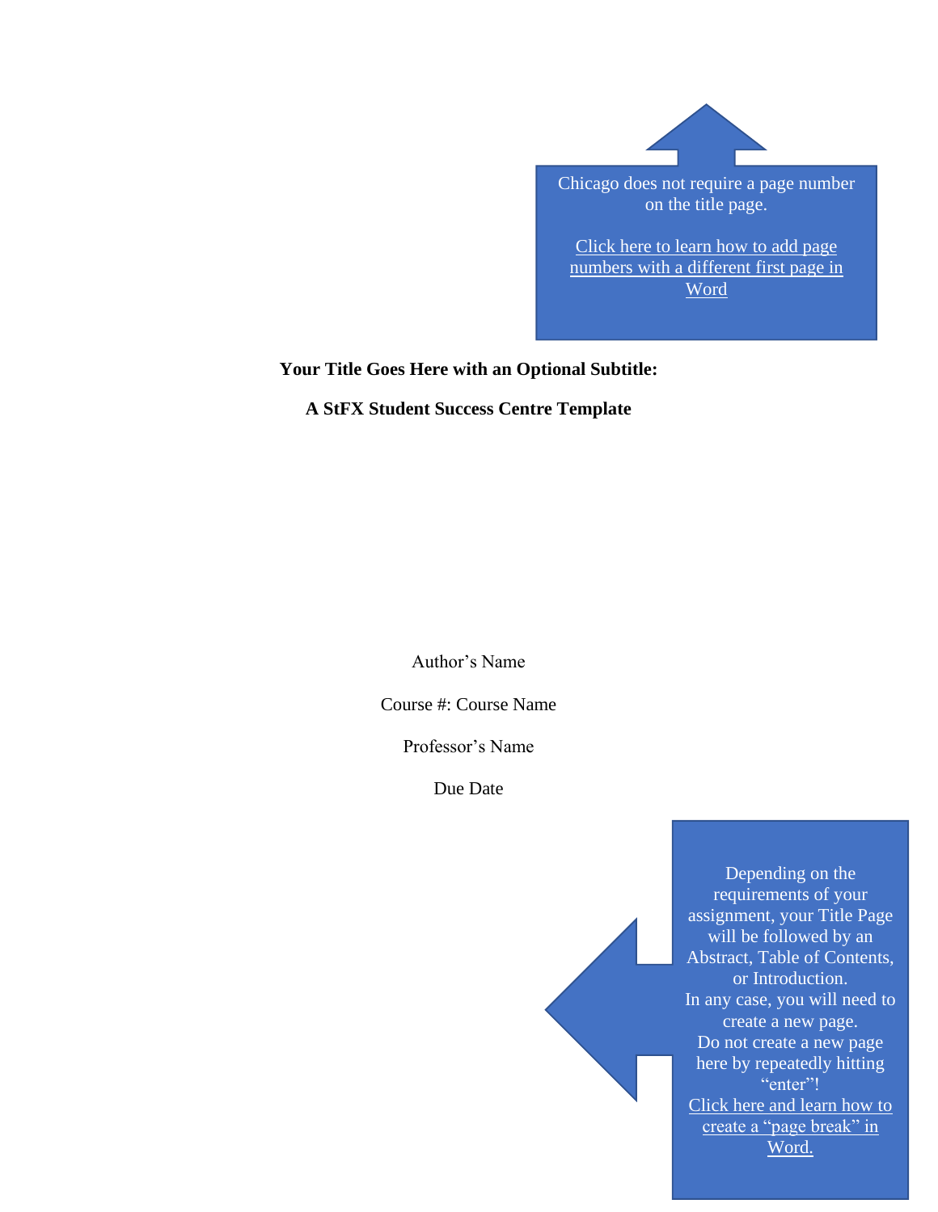Chicago does not require a page number on the title page.

Click here to learn how to add page numbers with a different first page in Word

**Your Title Goes Here with an Optional Subtitle:**

**A StFX Student Success Centre Template**

Author's Name

Course #: Course Name

Professor's Name

Due Date

Depending on the requirements of your assignment, your Title Page will be followed by an Abstract, Table of Contents, or Introduction.
In any case, you will need to create a new page.
Do not create a new page here by repeatedly hitting "enter"!
Click here and learn how to create a "page break" in Word.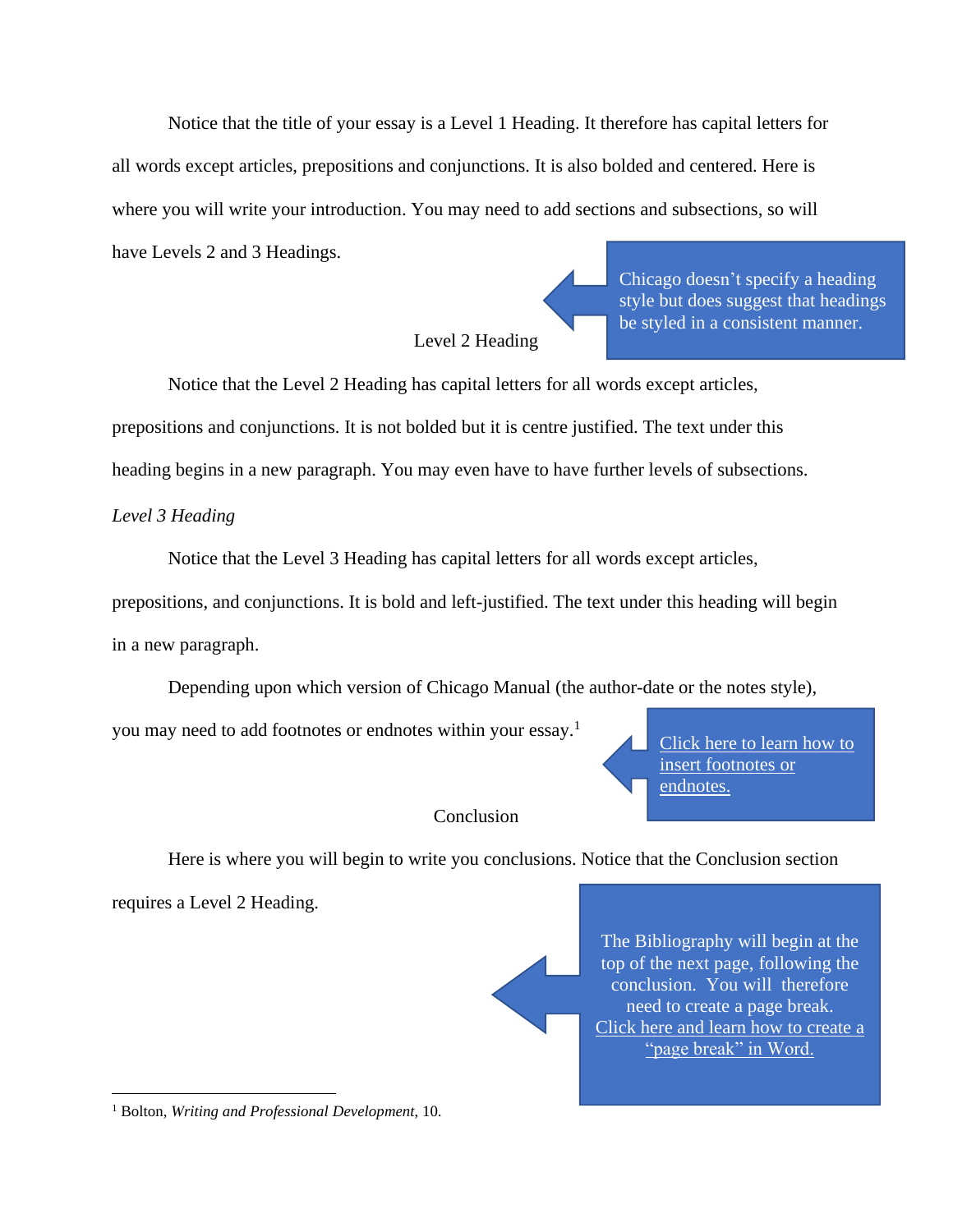Notice that the title of your essay is a Level 1 Heading. It therefore has capital letters for all words except articles, prepositions and conjunctions. It is also bolded and centered. Here is where you will write your introduction. You may need to add sections and subsections, so will have Levels 2 and 3 Headings.

Chicago doesn't specify a heading style but does suggest that headings be styled in a consistent manner.

## Level 2 Heading

Notice that the Level 2 Heading has capital letters for all words except articles, prepositions and conjunctions. It is not bolded but it is centre justified. The text under this heading begins in a new paragraph. You may even have to have further levels of subsections.

### *Level 3 Heading*

Notice that the Level 3 Heading has capital letters for all words except articles, prepositions, and conjunctions. It is bold and left-justified. The text under this heading will begin in a new paragraph.

Depending upon which version of Chicago Manual (the author-date or the notes style), you may need to add footnotes or endnotes within your essay.[1]

Click here to learn how to insert footnotes or endnotes.

## Conclusion

Here is where you will begin to write you conclusions. Notice that the Conclusion section requires a Level 2 Heading.

The Bibliography will begin at the top of the next page, following the conclusion. You will therefore need to create a page break. Click here and learn how to create a "page break" in Word.

---

[1] Bolton, *Writing and Professional Development*, 10.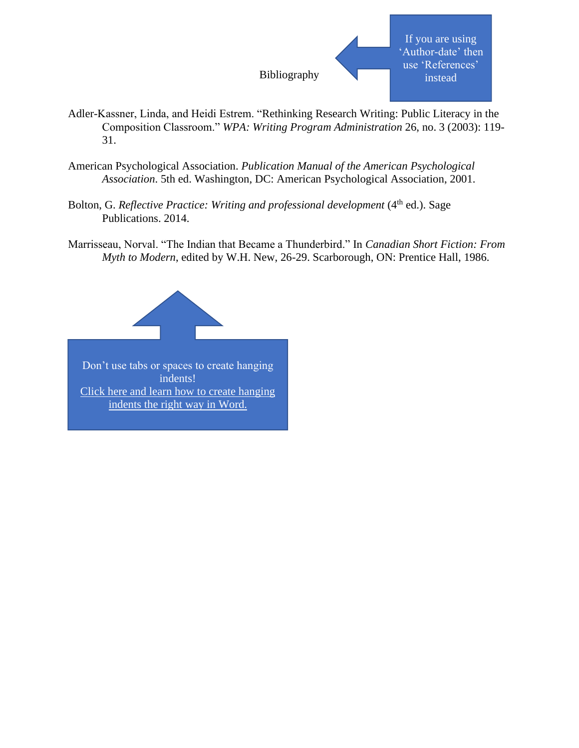# Bibliography

If you are using 'Author-date' then use 'References' instead

Adler-Kassner, Linda, and Heidi Estrem. "Rethinking Research Writing: Public Literacy in the Composition Classroom." *WPA: Writing Program Administration* 26, no. 3 (2003): 119-31.

American Psychological Association. *Publication Manual of the American Psychological Association*. 5th ed. Washington, DC: American Psychological Association, 2001.

Bolton, G. *Reflective Practice: Writing and professional development* (4th ed.). Sage Publications. 2014.

Marrisseau, Norval. "The Indian that Became a Thunderbird." In *Canadian Short Fiction: From Myth to Modern*, edited by W.H. New, 26-29. Scarborough, ON: Prentice Hall, 1986.

Don't use tabs or spaces to create hanging indents!
Click here and learn how to create hanging indents the right way in Word.